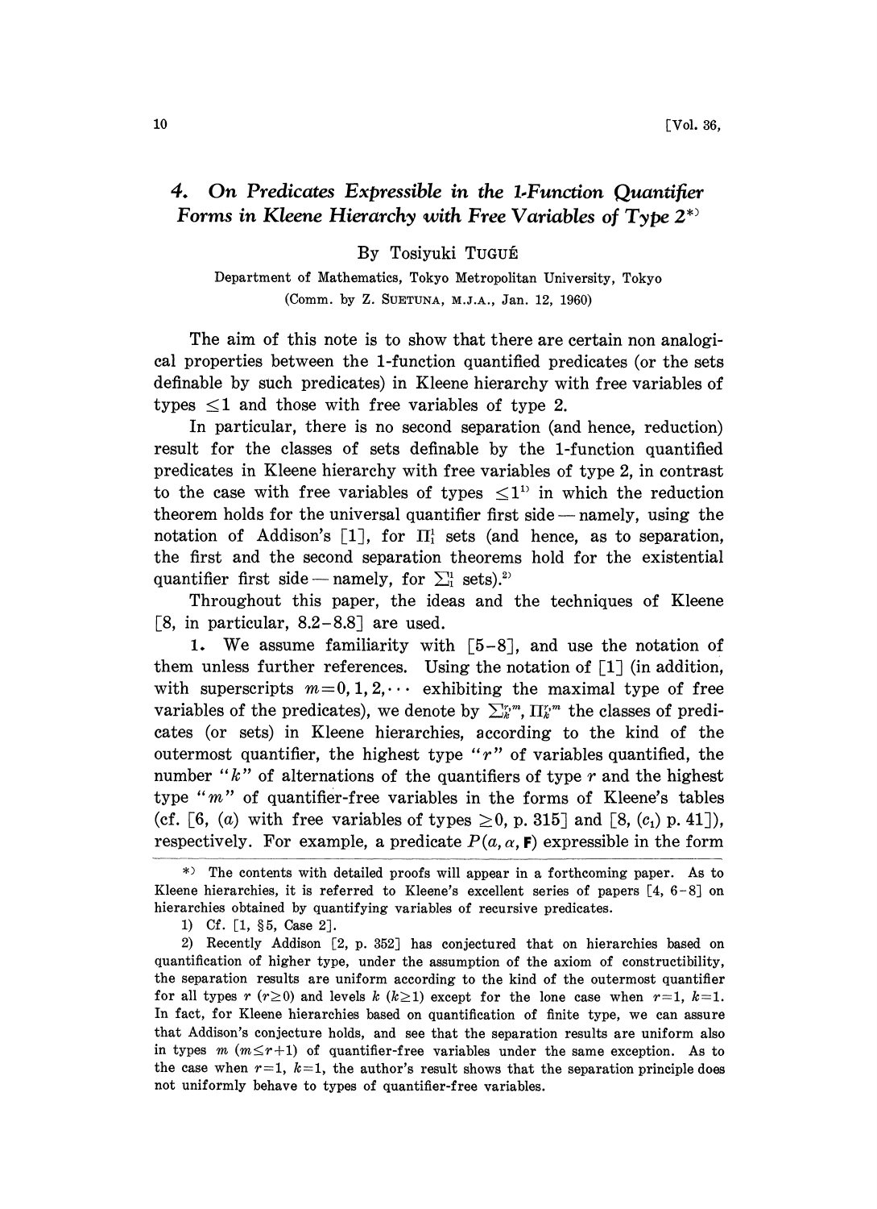# 4. On Predicates Expressible in the 1-Function Quantifier Forms in Kleene Hierarchy with Free Variables of Type 2*)

By Tosiyuki TUGUÉ

Department of Mathematics, Tokyo Metropolitan University, Tokyo

(Comm. by Z. SUETUNA, M.J.A., Jan. 12, 1960)

The aim of this note is to show that there are certain non analogical properties between the 1-function quantified predicates (or the sets definable by such predicates) in Kleene hierarchy with free variables of types $\leq 1$ and those with free variables of type 2.

In particular, there is no second separation (and hence, reduction) result for the classes of sets definable by the 1-function quantified predicates in Kleene hierarchy with free variables of type 2, in contrast to the case with free variables of types $\leq 1$[1] in which the reduction theorem holds for the universal quantifier first side — namely, using the notation of Addison's [1], for $\Pi_1^1$ sets (and hence, as to separation, the first and the second separation theorems hold for the existential quantifier first side — namely, for $\Sigma_1^1$ sets).[2]

Throughout this paper, the ideas and the techniques of Kleene [8, in particular, 8.2–8.8] are used.

1. We assume familiarity with [5–8], and use the notation of them unless further references. Using the notation of [1] (in addition, with superscripts $m=0,1,2,\cdots$ exhibiting the maximal type of free variables of the predicates), we denote by $\Sigma_k^{r,m}$, $\Pi_k^{r,m}$ the classes of predicates (or sets) in Kleene hierarchies, according to the kind of the outermost quantifier, the highest type "$r$" of variables quantified, the number "$k$" of alternations of the quantifiers of type $r$ and the highest type "$m$" of quantifier-free variables in the forms of Kleene's tables (cf. [6, ($a$) with free variables of types $\geq 0$, p. 315] and [8, ($c_1$) p. 41]), respectively. For example, a predicate $P(a, \alpha, \mathbf{F})$ expressible in the form

---

*) The contents with detailed proofs will appear in a forthcoming paper. As to Kleene hierarchies, it is referred to Kleene's excellent series of papers [4, 6–8] on hierarchies obtained by quantifying variables of recursive predicates.

1) Cf. [1, §5, Case 2].

2) Recently Addison [2, p. 352] has conjectured that on hierarchies based on quantification of higher type, under the assumption of the axiom of constructibility, the separation results are uniform according to the kind of the outermost quantifier for all types $r$ ($r \geq 0$) and levels $k$ ($k \geq 1$) except for the lone case when $r=1$, $k=1$. In fact, for Kleene hierarchies based on quantification of finite type, we can assure that Addison's conjecture holds, and see that the separation results are uniform also in types $m$ ($m \leq r+1$) of quantifier-free variables under the same exception. As to the case when $r=1$, $k=1$, the author's result shows that the separation principle does not uniformly behave to types of quantifier-free variables.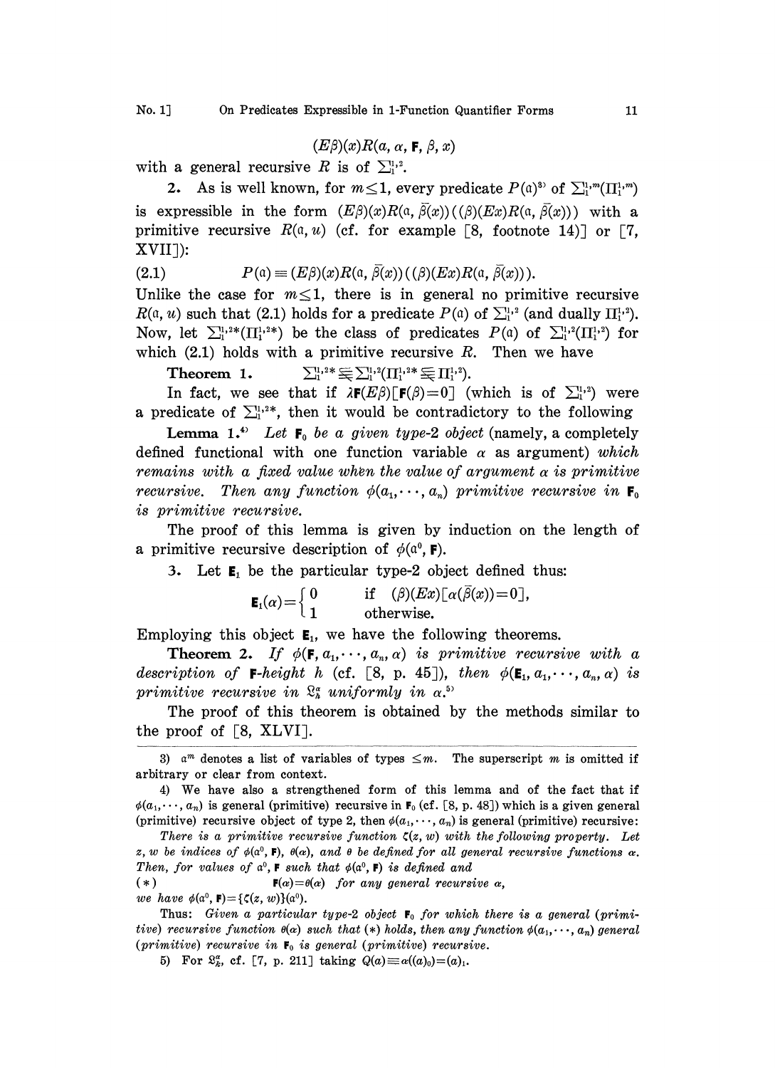$$(E\beta)(x)R(\mathfrak{a}, \alpha, \mathbf{F}, \beta, x)$$

with a general recursive $R$ is of $\Sigma_1^{1,2}$.

2. As is well known, for $m \leq 1$, every predicate $P(\mathfrak{a})$[3] of $\Sigma_1^{1,m}(\Pi_1^{1,m})$ is expressible in the form $(E\beta)(x)R(\mathfrak{a}, \bar{\beta}(x))((\beta)(Ex)R(\mathfrak{a}, \bar{\beta}(x)))$ with a primitive recursive $R(\mathfrak{a}, u)$ (cf. for example [8, footnote 14)] or [7, XVII]):

$$P(\mathfrak{a}) \equiv (E\beta)(x)R(\mathfrak{a}, \bar{\beta}(x))((\beta)(Ex)R(\mathfrak{a}, \bar{\beta}(x))). \tag{2.1}$$

Unlike the case for $m \leq 1$, there is in general no primitive recursive $R(\mathfrak{a}, u)$ such that (2.1) holds for a predicate $P(\mathfrak{a})$ of $\Sigma_1^{1,2}$ (and dually $\Pi_1^{1,2}$). Now, let $\Sigma_1^{1,2*}(\Pi_1^{1,2*})$ be the class of predicates $P(\mathfrak{a})$ of $\Sigma_1^{1,2}(\Pi_1^{1,2})$ for which (2.1) holds with a primitive recursive $R$. Then we have

**Theorem 1.** $\Sigma_1^{1,2*} \subsetneqq \Sigma_1^{1,2}(\Pi_1^{1,2*} \subsetneqq \Pi_1^{1,2})$.

In fact, we see that if $\lambda\mathbf{F}(E\beta)[\mathbf{F}(\beta)=0]$ (which is of $\Sigma_1^{1,2}$) were a predicate of $\Sigma_1^{1,2*}$, then it would be contradictory to the following

**Lemma 1.**[4] *Let $\mathbf{F}_0$ be a given type-2 object* (namely, a completely defined functional with one function variable $\alpha$ as argument) *which remains with a fixed value when the value of argument $\alpha$ is primitive recursive. Then any function $\phi(\mathfrak{a}_1, \cdots, \mathfrak{a}_n)$ primitive recursive in $\mathbf{F}_0$ is primitive recursive.*

The proof of this lemma is given by induction on the length of a primitive recursive description of $\phi(\mathfrak{a}^0, \mathbf{F})$.

3. Let $\mathbf{E}_1$ be the particular type-2 object defined thus:

$$\mathbf{E}_1(\alpha) = \begin{cases} 0 & \text{if } (\beta)(Ex)[\alpha(\bar{\beta}(x))=0], \\ 1 & \text{otherwise.} \end{cases}$$

Employing this object $\mathbf{E}_1$, we have the following theorems.

**Theorem 2.** *If $\phi(\mathbf{F}, a_1, \cdots, a_n, \alpha)$ is primitive recursive with a description of $\mathbf{F}$-height $h$ (cf. [8, p. 45]), then $\phi(\mathbf{E}_1, a_1, \cdots, a_n, \alpha)$ is primitive recursive in $\mathfrak{L}_h^\alpha$ uniformly in $\alpha$.*[5]

The proof of this theorem is obtained by the methods similar to the proof of [8, XLVI].

---

3) $\mathfrak{a}^m$ denotes a list of variables of types $\leq m$. The superscript $m$ is omitted if arbitrary or clear from context.

4) We have also a strengthened form of this lemma and of the fact that if $\phi(\mathfrak{a}_1, \cdots, \mathfrak{a}_n)$ is general (primitive) recursive in $\mathbf{F}_0$ (cf. [8, p. 48]) which is a given general (primitive) recursive object of type 2, then $\phi(\mathfrak{a}_1, \cdots, \mathfrak{a}_n)$ is general (primitive) recursive:

*There is a primitive recursive function $\zeta(z, w)$ with the following property. Let $z, w$ be indices of $\phi(\mathfrak{a}^0, \mathbf{F})$, $\theta(\alpha)$, and $\theta$ be defined for all general recursive functions $\alpha$. Then, for values of $\mathfrak{a}^0$, $\mathbf{F}$ such that $\phi(\mathfrak{a}^0, \mathbf{F})$ is defined and*

(\*) $\mathbf{F}(\alpha)=\theta(\alpha)$ *for any general recursive $\alpha$,*

*we have $\phi(\mathfrak{a}^0, \mathbf{F})=\{\zeta(z, w)\}(\mathfrak{a}^0)$.*

Thus: *Given a particular type-2 object $\mathbf{F}_0$ for which there is a general (primitive) recursive function $\theta(\alpha)$ such that (\*) holds, then any function $\phi(\mathfrak{a}_1, \cdots, \mathfrak{a}_n)$ general (primitive) recursive in $\mathbf{F}_0$ is general (primitive) recursive.*

5) For $\mathfrak{L}_h^\alpha$, cf. [7, p. 211] taking $Q(a) \equiv \alpha((a)_0)=(a)_1$.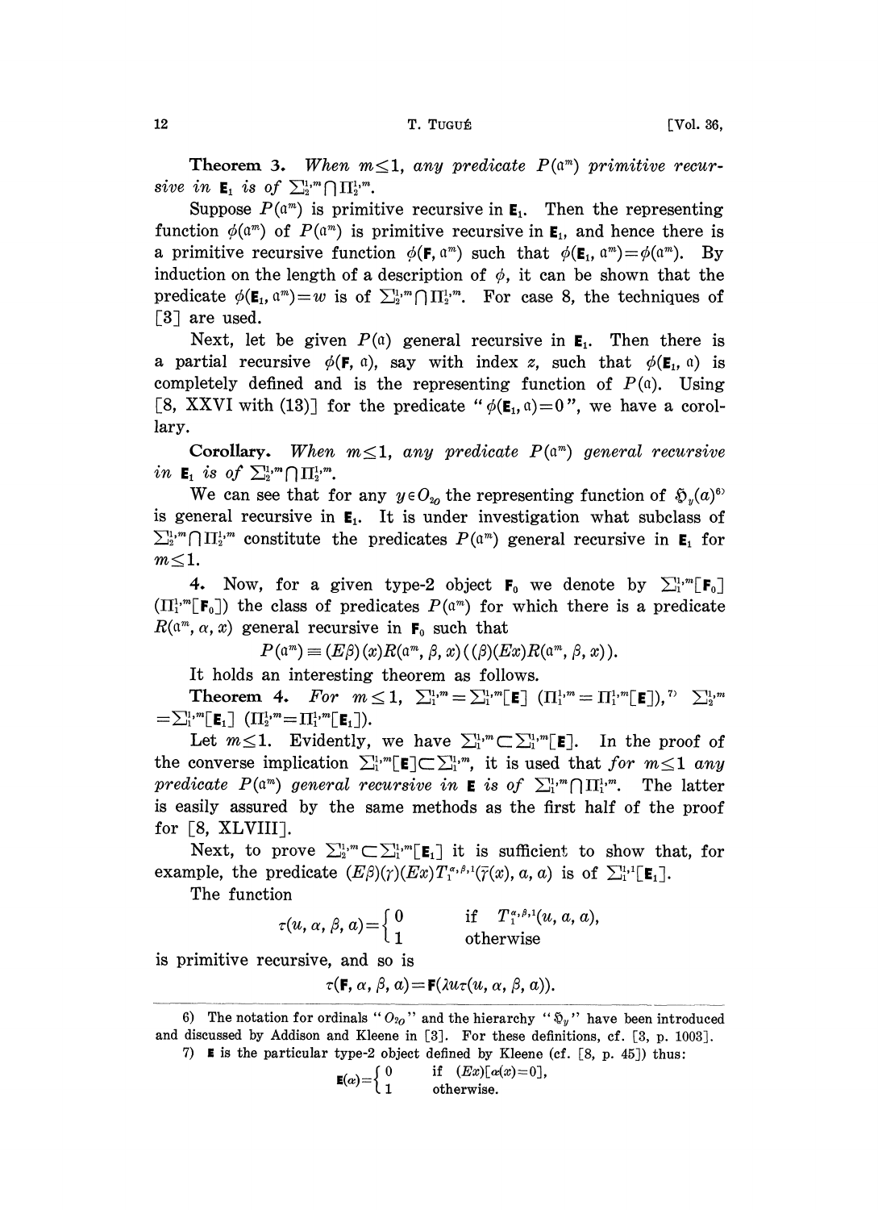**Theorem 3.** *When $m \leq 1$, any predicate $P(\mathfrak{a}^m)$ primitive recursive in $\mathbf{E}_1$ is of $\Sigma_2^{1,m} \cap \Pi_2^{1,m}$.*

Suppose $P(\mathfrak{a}^m)$ is primitive recursive in $\mathbf{E}_1$. Then the representing function $\phi(\mathfrak{a}^m)$ of $P(\mathfrak{a}^m)$ is primitive recursive in $\mathbf{E}_1$, and hence there is a primitive recursive function $\phi(\mathbf{F}, \mathfrak{a}^m)$ such that $\phi(\mathbf{E}_1, \mathfrak{a}^m) = \phi(\mathfrak{a}^m)$. By induction on the length of a description of $\phi$, it can be shown that the predicate $\phi(\mathbf{E}_1, \mathfrak{a}^m) = w$ is of $\Sigma_2^{1,m} \cap \Pi_2^{1,m}$. For case 8, the techniques of [3] are used.

Next, let be given $P(\mathfrak{a})$ general recursive in $\mathbf{E}_1$. Then there is a partial recursive $\phi(\mathbf{F}, \mathfrak{a})$, say with index $z$, such that $\phi(\mathbf{E}_1, \mathfrak{a})$ is completely defined and is the representing function of $P(\mathfrak{a})$. Using [8, XXVI with (13)] for the predicate "$\phi(\mathbf{E}_1, \mathfrak{a}) = 0$", we have a corollary.

**Corollary.** *When $m \leq 1$, any predicate $P(\mathfrak{a}^m)$ general recursive in $\mathbf{E}_1$ is of $\Sigma_2^{1,m} \cap \Pi_2^{1,m}$.*

We can see that for any $y \in O_{2_O}$ the representing function of $\mathfrak{H}_y(a)$[6] is general recursive in $\mathbf{E}_1$. It is under investigation what subclass of $\Sigma_2^{1,m} \cap \Pi_2^{1,m}$ constitute the predicates $P(\mathfrak{a}^m)$ general recursive in $\mathbf{E}_1$ for $m \leq 1$.

4. Now, for a given type-2 object $\mathbf{F}_0$ we denote by $\Sigma_1^{1,m}[\mathbf{F}_0]$ ($\Pi_1^{1,m}[\mathbf{F}_0]$) the class of predicates $P(\mathfrak{a}^m)$ for which there is a predicate $R(\mathfrak{a}^m, \alpha, x)$ general recursive in $\mathbf{F}_0$ such that

$$P(\mathfrak{a}^m) \equiv (E\beta)(x)R(\mathfrak{a}^m, \beta, x)((\beta)(Ex)R(\mathfrak{a}^m, \beta, x)).$$

It holds an interesting theorem as follows.

**Theorem 4.** *For $m \leq 1$, $\Sigma_1^{1,m} = \Sigma_1^{1,m}[\mathbf{E}]$ ($\Pi_1^{1,m} = \Pi_1^{1,m}[\mathbf{E}]$),*[7] *$\Sigma_2^{1,m} = \Sigma_1^{1,m}[\mathbf{E}_1]$ ($\Pi_2^{1,m} = \Pi_1^{1,m}[\mathbf{E}_1]$).*

Let $m \leq 1$. Evidently, we have $\Sigma_1^{1,m} \subset \Sigma_1^{1,m}[\mathbf{E}]$. In the proof of the converse implication $\Sigma_1^{1,m}[\mathbf{E}] \subset \Sigma_1^{1,m}$, it is used that *for $m \leq 1$ any predicate $P(\mathfrak{a}^m)$ general recursive in $\mathbf{E}$ is of $\Sigma_1^{1,m} \cap \Pi_1^{1,m}$.* The latter is easily assured by the same methods as the first half of the proof for [8, XLVIII].

Next, to prove $\Sigma_2^{1,m} \subset \Sigma_1^{1,m}[\mathbf{E}_1]$ it is sufficient to show that, for example, the predicate $(E\beta)(\gamma)(Ex)T_1^{\alpha,\beta,1}(\bar{\gamma}(x), a, a)$ is of $\Sigma_1^{1,1}[\mathbf{E}_1]$.

The function

$$\tau(u, \alpha, \beta, a) = \begin{cases} 0 & \text{if } T_1^{\alpha,\beta,1}(u, a, a), \\ 1 & \text{otherwise} \end{cases}$$

is primitive recursive, and so is

$$\tau(\mathbf{F}, \alpha, \beta, a) = \mathbf{F}(\lambda u \tau(u, \alpha, \beta, a)).$$

6) The notation for ordinals "$O_{2_O}$" and the hierarchy "$\mathfrak{H}_y$" have been introduced and discussed by Addison and Kleene in [3]. For these definitions, cf. [3, p. 1003].

7) $\mathbf{E}$ is the particular type-2 object defined by Kleene (cf. [8, p. 45]) thus:

$$\mathbf{E}(\alpha) = \begin{cases} 0 & \text{if } (Ex)[\alpha(x) = 0], \\ 1 & \text{otherwise.} \end{cases}$$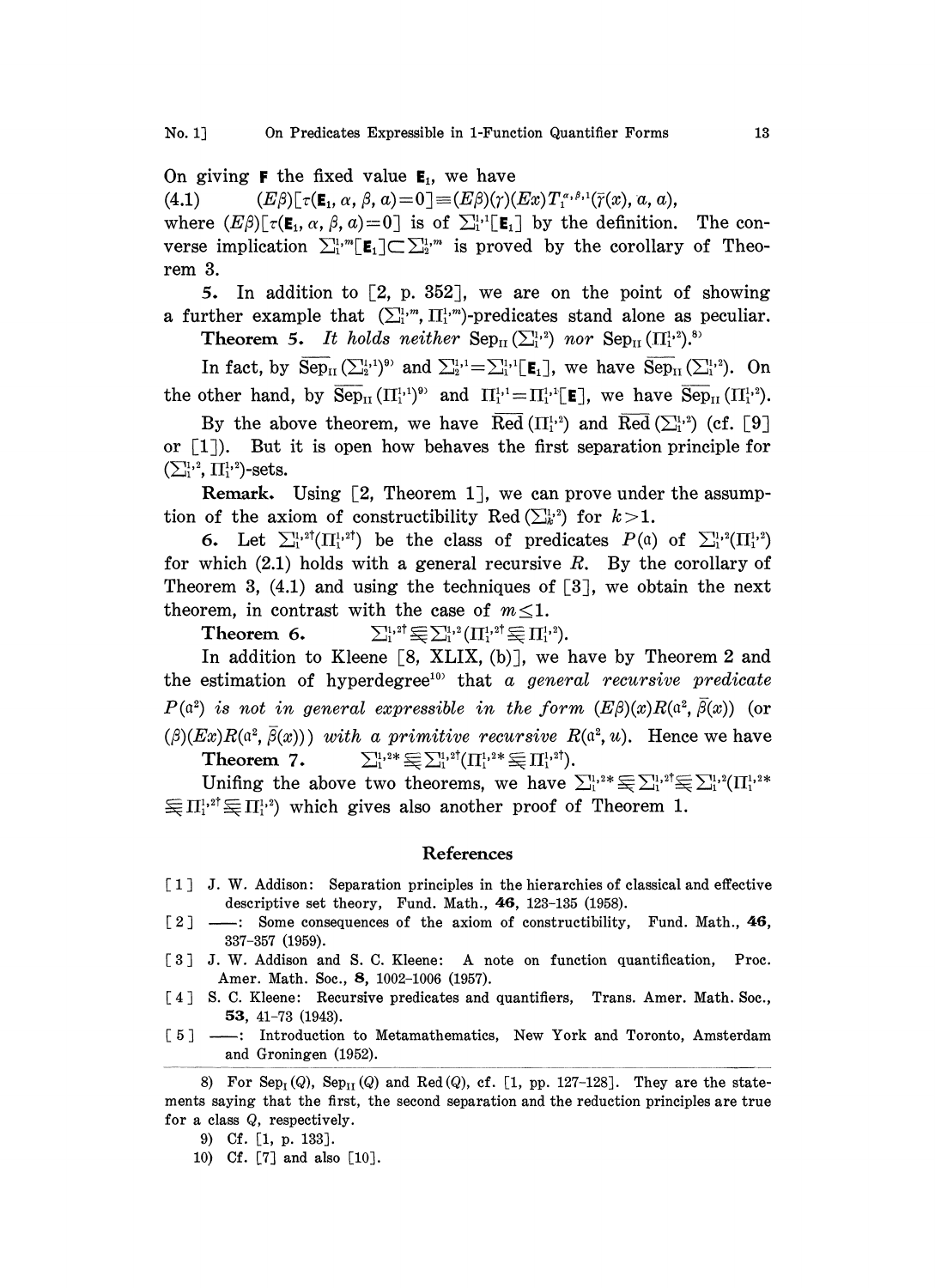On giving $\mathbf{F}$ the fixed value $\mathbf{E}_1$, we have

(4.1) $\quad (E\beta)[\tau(\mathbf{E}_1, \alpha, \beta, a)=0] \equiv (E\beta)(\gamma)(Ex)T_1^{\alpha,\beta,1}(\bar{\gamma}(x), a, a),$

where $(E\beta)[\tau(\mathbf{E}_1, \alpha, \beta, a)=0]$ is of $\Sigma_1^{1,1}[\mathbf{E}_1]$ by the definition. The converse implication $\Sigma_1^{1,m}[\mathbf{E}_1] \subset \Sigma_2^{1,m}$ is proved by the corollary of Theorem 3.

**5.** In addition to [2, p. 352], we are on the point of showing a further example that $(\Sigma_1^{1,m}, \Pi_1^{1,m})$-predicates stand alone as peculiar.

**Theorem 5.** *It holds neither* $\mathrm{Sep}_{\mathrm{II}}(\Sigma_1^{1,2})$ *nor* $\mathrm{Sep}_{\mathrm{II}}(\Pi_1^{1,2})$.[8]

In fact, by $\overline{\mathrm{Sep}_{\mathrm{II}}}(\Sigma_2^{1,1})$[9] and $\Sigma_2^{1,1} = \Sigma_1^{1,1}[\mathbf{E}_1]$, we have $\overline{\mathrm{Sep}_{\mathrm{II}}}(\Sigma_1^{1,2})$. On the other hand, by $\overline{\mathrm{Sep}_{\mathrm{II}}}(\Pi_1^{1,1})$[9] and $\Pi_1^{1,1} = \Pi_1^{1,1}[\mathbf{E}]$, we have $\overline{\mathrm{Sep}_{\mathrm{II}}}(\Pi_1^{1,2})$.

By the above theorem, we have $\overline{\mathrm{Red}}(\Pi_1^{1,2})$ and $\overline{\mathrm{Red}}(\Sigma_1^{1,2})$ (cf. [9] or [1]). But it is open how behaves the first separation principle for $(\Sigma_1^{1,2}, \Pi_1^{1,2})$-sets.

**Remark.** Using [2, Theorem 1], we can prove under the assumption of the axiom of constructibility $\mathrm{Red}(\Sigma_k^{1,2})$ for $k>1$.

**6.** Let $\Sigma_1^{1,2\dagger}(\Pi_1^{1,2\dagger})$ be the class of predicates $P(\mathfrak{a})$ of $\Sigma_1^{1,2}(\Pi_1^{1,2})$ for which (2.1) holds with a general recursive $R$. By the corollary of Theorem 3, (4.1) and using the techniques of [3], we obtain the next theorem, in contrast with the case of $m \leq 1$.

**Theorem 6.** $\qquad \Sigma_1^{1,2\dagger} \subsetneqq \Sigma_1^{1,2} \; (\Pi_1^{1,2\dagger} \subsetneqq \Pi_1^{1,2}).$

In addition to Kleene [8, XLIX, (b)], we have by Theorem 2 and the estimation of hyperdegree[10] that *a general recursive predicate* $P(\mathfrak{a}^2)$ *is not in general expressible in the form* $(E\beta)(x)R(\mathfrak{a}^2, \bar{\beta}(x))$ (*or* $(\beta)(Ex)R(\mathfrak{a}^2, \bar{\beta}(x))$) *with a primitive recursive* $R(\mathfrak{a}^2, u)$. Hence we have

**Theorem 7.** $\qquad \Sigma_1^{1,2*} \subsetneqq \Sigma_1^{1,2\dagger} \; (\Pi_1^{1,2*} \subsetneqq \Pi_1^{1,2\dagger}).$

Unifing the above two theorems, we have $\Sigma_1^{1,2*} \subsetneqq \Sigma_1^{1,2\dagger} \subsetneqq \Sigma_1^{1,2} (\Pi_1^{1,2*} \subsetneqq \Pi_1^{1,2\dagger} \subsetneqq \Pi_1^{1,2})$ which gives also another proof of Theorem 1.

## References

[1] J. W. Addison: Separation principles in the hierarchies of classical and effective descriptive set theory, Fund. Math., **46**, 123-135 (1958).

[2] ——: Some consequences of the axiom of constructibility, Fund. Math., **46**, 337-357 (1959).

[3] J. W. Addison and S. C. Kleene: A note on function quantification, Proc. Amer. Math. Soc., **8**, 1002-1006 (1957).

[4] S. C. Kleene: Recursive predicates and quantifiers, Trans. Amer. Math. Soc., **53**, 41-73 (1943).

[5] ——: Introduction to Metamathematics, New York and Toronto, Amsterdam and Groningen (1952).

8) For $\mathrm{Sep}_{\mathrm{I}}(Q)$, $\mathrm{Sep}_{\mathrm{II}}(Q)$ and $\mathrm{Red}(Q)$, cf. [1, pp. 127-128]. They are the statements saying that the first, the second separation and the reduction principles are true for a class $Q$, respectively.

9) Cf. [1, p. 133].

10) Cf. [7] and also [10].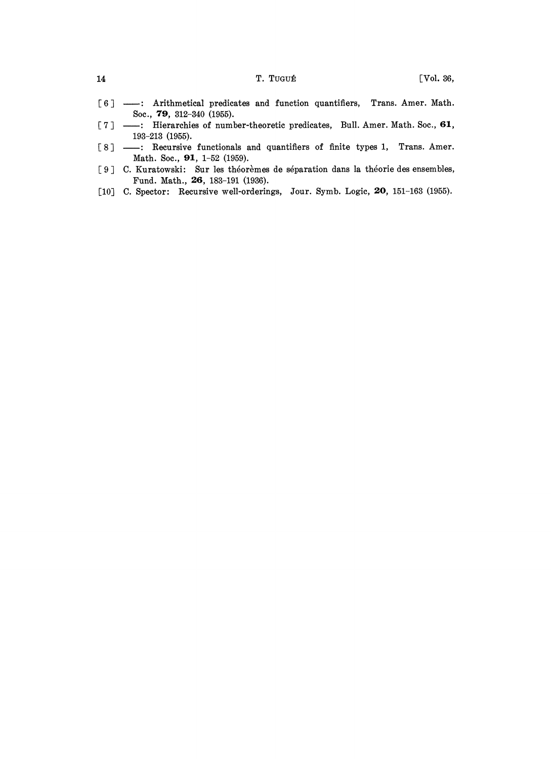[6] ——: Arithmetical predicates and function quantifiers, Trans. Amer. Math. Soc., **79**, 312–340 (1955).

[7] ——: Hierarchies of number-theoretic predicates, Bull. Amer. Math. Soc., **61**, 193–213 (1955).

[8] ——: Recursive functionals and quantifiers of finite types 1, Trans. Amer. Math. Soc., **91**, 1–52 (1959).

[9] C. Kuratowski: Sur les théorèmes de séparation dans la théorie des ensembles, Fund. Math., **26**, 183–191 (1936).

[10] C. Spector: Recursive well-orderings, Jour. Symb. Logic, **20**, 151–163 (1955).